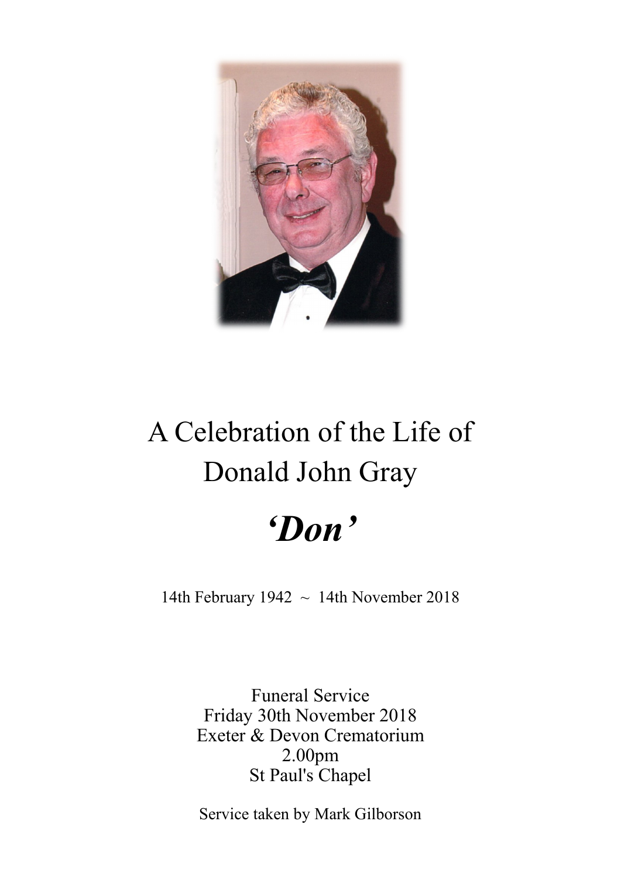# A Celebration of the Life of Donald John Gray

## *'Don'*

14th February 1942 ~ 14th November 2018

Funeral Service
Friday 30th November 2018
Exeter & Devon Crematorium
2.00pm
St Paul's Chapel

Service taken by Mark Gilborson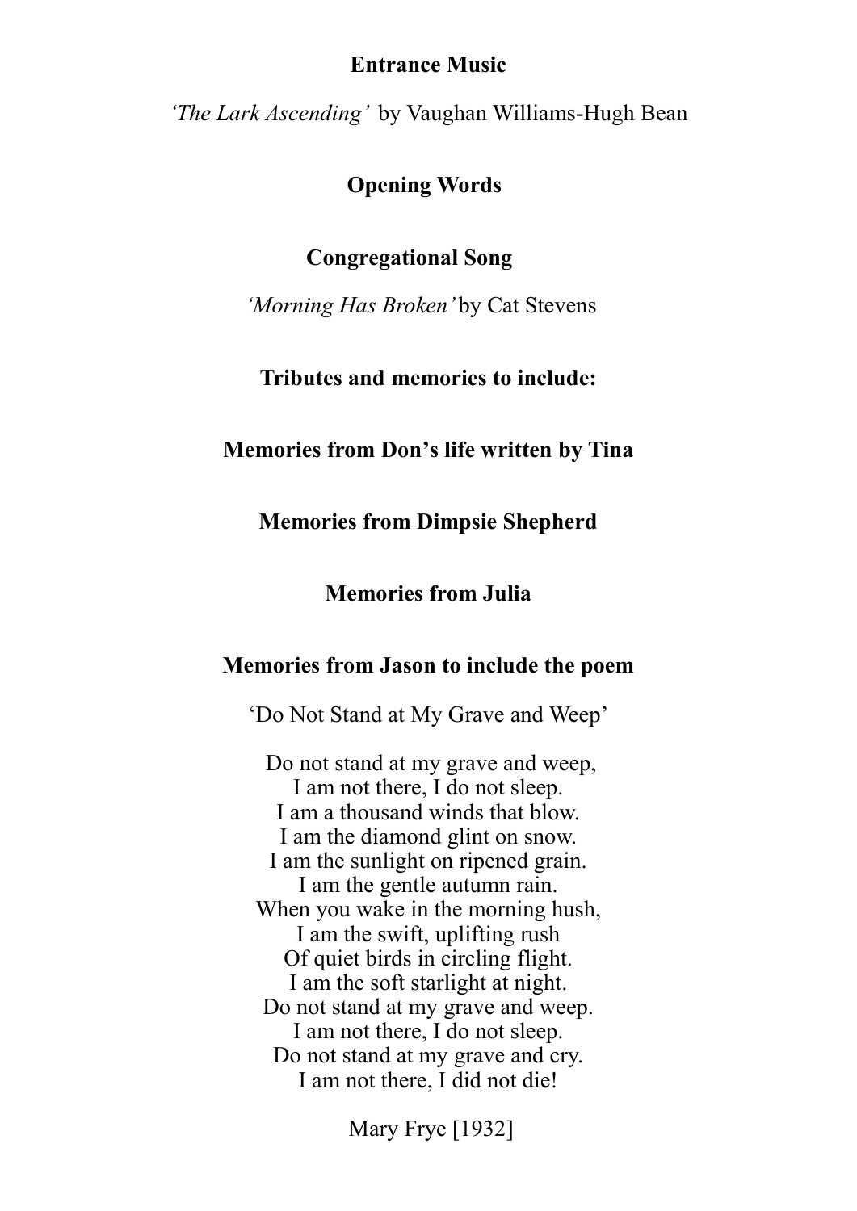**Entrance Music**

*'The Lark Ascending'* by Vaughan Williams-Hugh Bean

**Opening Words**

**Congregational Song**

*'Morning Has Broken'* by Cat Stevens

**Tributes and memories to include:**

**Memories from Don's life written by Tina**

**Memories from Dimpsie Shepherd**

**Memories from Julia**

**Memories from Jason to include the poem**

'Do Not Stand at My Grave and Weep'

Do not stand at my grave and weep,  
I am not there, I do not sleep.  
I am a thousand winds that blow.  
I am the diamond glint on snow.  
I am the sunlight on ripened grain.  
I am the gentle autumn rain.  
When you wake in the morning hush,  
I am the swift, uplifting rush  
Of quiet birds in circling flight.  
I am the soft starlight at night.  
Do not stand at my grave and weep.  
I am not there, I do not sleep.  
Do not stand at my grave and cry.  
I am not there, I did not die!

Mary Frye [1932]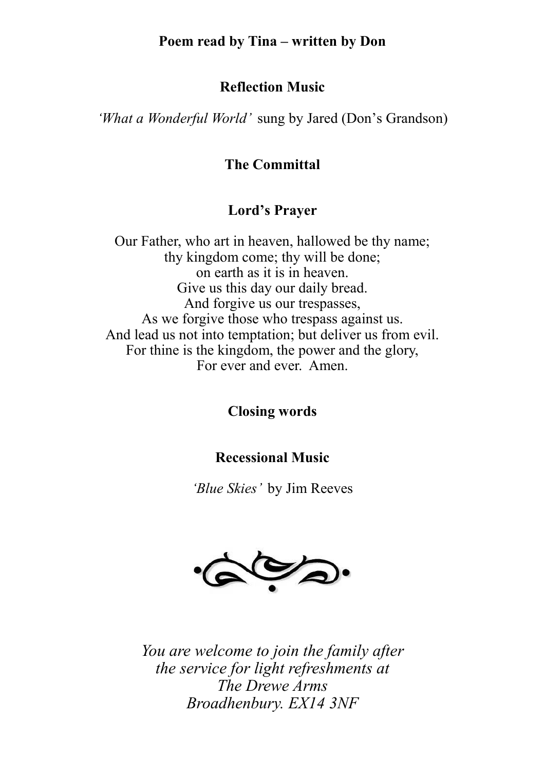**Poem read by Tina – written by Don**

**Reflection Music**

*'What a Wonderful World'* sung by Jared (Don's Grandson)

**The Committal**

**Lord's Prayer**

Our Father, who art in heaven, hallowed be thy name;
thy kingdom come; thy will be done;
on earth as it is in heaven.
Give us this day our daily bread.
And forgive us our trespasses,
As we forgive those who trespass against us.
And lead us not into temptation; but deliver us from evil.
For thine is the kingdom, the power and the glory,
For ever and ever. Amen.

**Closing words**

**Recessional Music**

*'Blue Skies'* by Jim Reeves

*You are welcome to join the family after the service for light refreshments at The Drewe Arms Broadhenbury. EX14 3NF*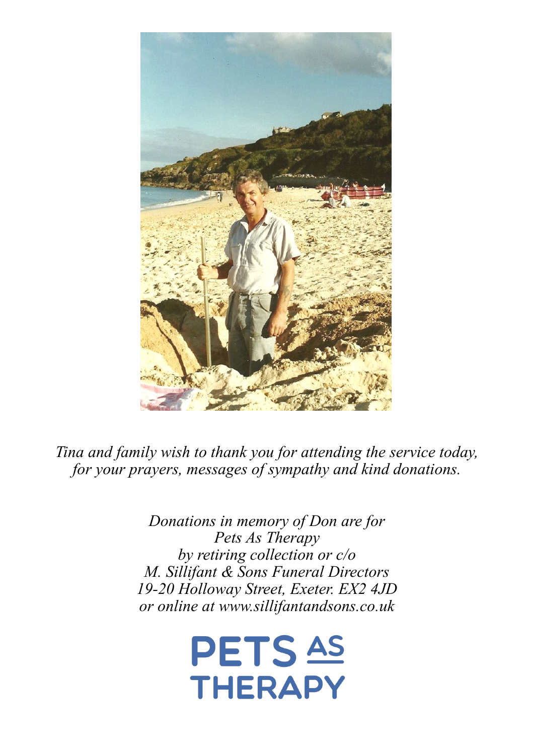*Tina and family wish to thank you for attending the service today, for your prayers, messages of sympathy and kind donations.*

*Donations in memory of Don are for*
*Pets As Therapy*
*by retiring collection or c/o*
*M. Sillifant & Sons Funeral Directors*
*19-20 Holloway Street, Exeter. EX2 4JD*
*or online at www.sillifantandsons.co.uk*

PETS AS THERAPY